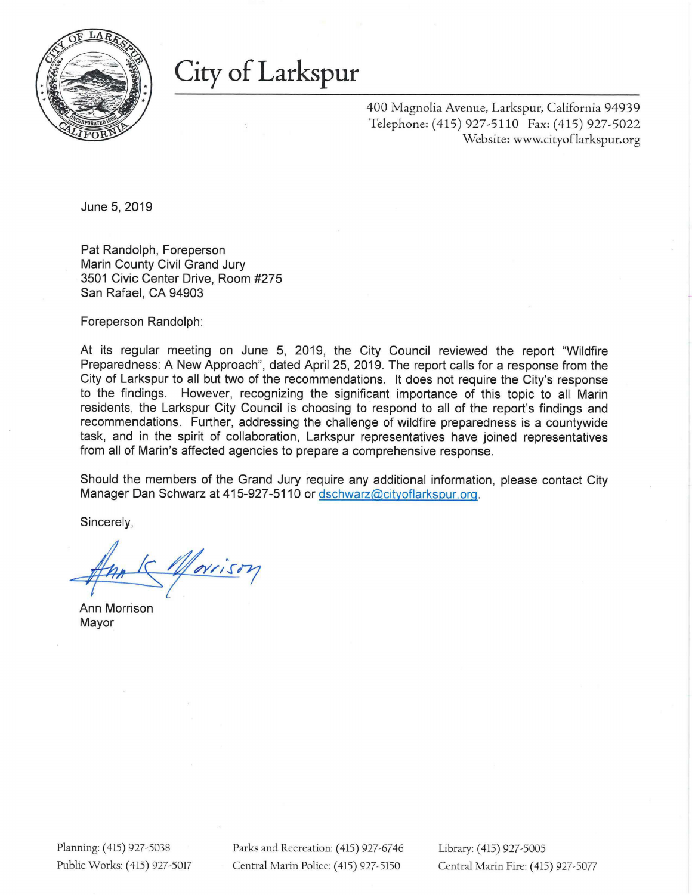# City of Larkspur

400 Magnolia Avenue, Larkspur, California 94939
Telephone: (415) 927-5110 Fax: (415) 927-5022
Website: www.cityoflarkspur.org

June 5, 2019

Pat Randolph, Foreperson
Marin County Civil Grand Jury
3501 Civic Center Drive, Room #275
San Rafael, CA 94903

Foreperson Randolph:

At its regular meeting on June 5, 2019, the City Council reviewed the report "Wildfire Preparedness: A New Approach", dated April 25, 2019. The report calls for a response from the City of Larkspur to all but two of the recommendations. It does not require the City's response to the findings. However, recognizing the significant importance of this topic to all Marin residents, the Larkspur City Council is choosing to respond to all of the report's findings and recommendations. Further, addressing the challenge of wildfire preparedness is a countywide task, and in the spirit of collaboration, Larkspur representatives have joined representatives from all of Marin's affected agencies to prepare a comprehensive response.

Should the members of the Grand Jury require any additional information, please contact City Manager Dan Schwarz at 415-927-5110 or dschwarz@cityoflarkspur.org.

Sincerely,

Ann K Morrison

Ann Morrison
Mayor

Planning: (415) 927-5038
Public Works: (415) 927-5017
Parks and Recreation: (415) 927-6746
Central Marin Police: (415) 927-5150
Library: (415) 927-5005
Central Marin Fire: (415) 927-5077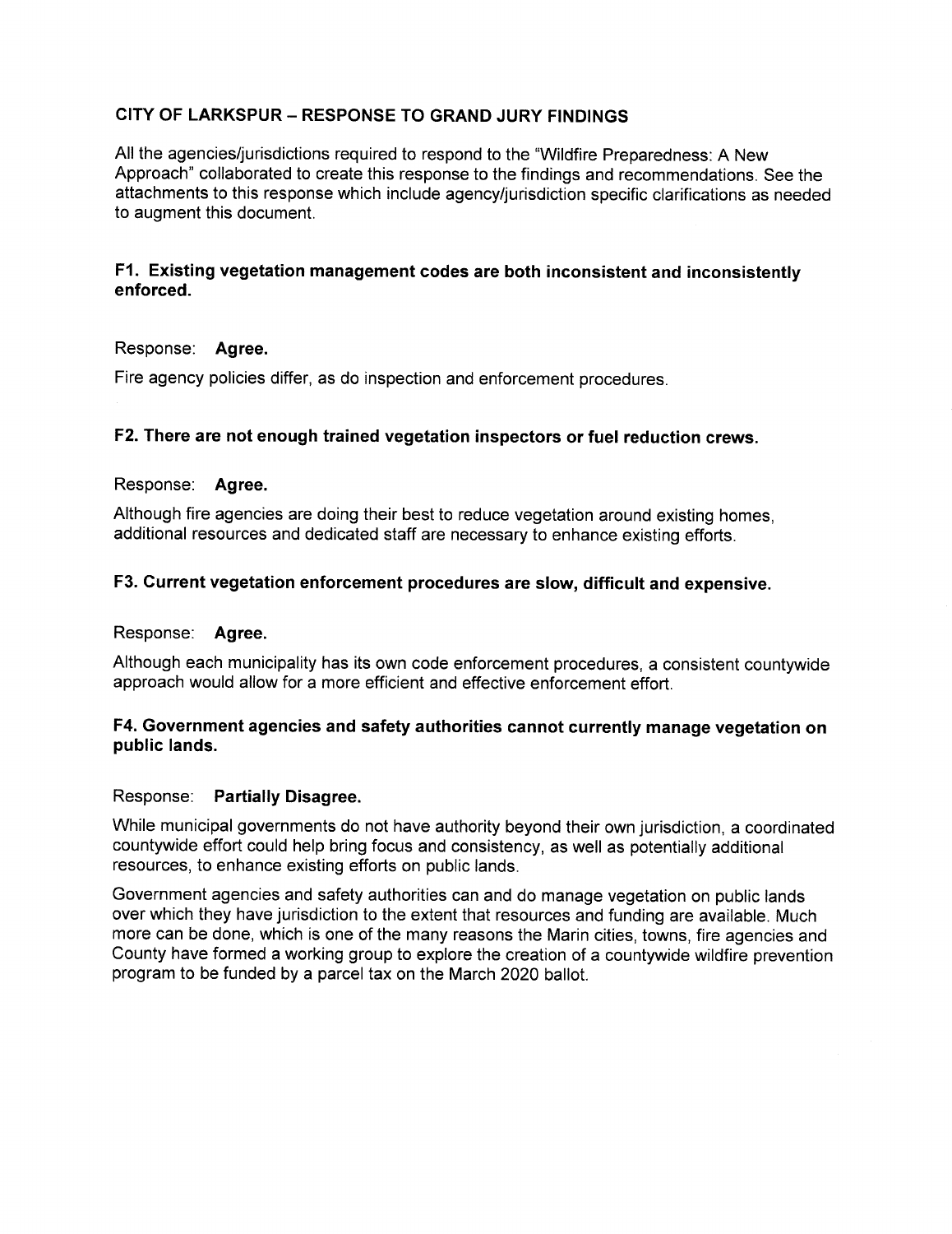## CITY OF LARKSPUR – RESPONSE TO GRAND JURY FINDINGS

All the agencies/jurisdictions required to respond to the "Wildfire Preparedness: A New Approach" collaborated to create this response to the findings and recommendations. See the attachments to this response which include agency/jurisdiction specific clarifications as needed to augment this document.

### F1. Existing vegetation management codes are both inconsistent and inconsistently enforced.

Response: **Agree.**

Fire agency policies differ, as do inspection and enforcement procedures.

### F2. There are not enough trained vegetation inspectors or fuel reduction crews.

Response: **Agree.**

Although fire agencies are doing their best to reduce vegetation around existing homes, additional resources and dedicated staff are necessary to enhance existing efforts.

### F3. Current vegetation enforcement procedures are slow, difficult and expensive.

Response: **Agree.**

Although each municipality has its own code enforcement procedures, a consistent countywide approach would allow for a more efficient and effective enforcement effort.

### F4. Government agencies and safety authorities cannot currently manage vegetation on public lands.

Response: **Partially Disagree.**

While municipal governments do not have authority beyond their own jurisdiction, a coordinated countywide effort could help bring focus and consistency, as well as potentially additional resources, to enhance existing efforts on public lands.

Government agencies and safety authorities can and do manage vegetation on public lands over which they have jurisdiction to the extent that resources and funding are available. Much more can be done, which is one of the many reasons the Marin cities, towns, fire agencies and County have formed a working group to explore the creation of a countywide wildfire prevention program to be funded by a parcel tax on the March 2020 ballot.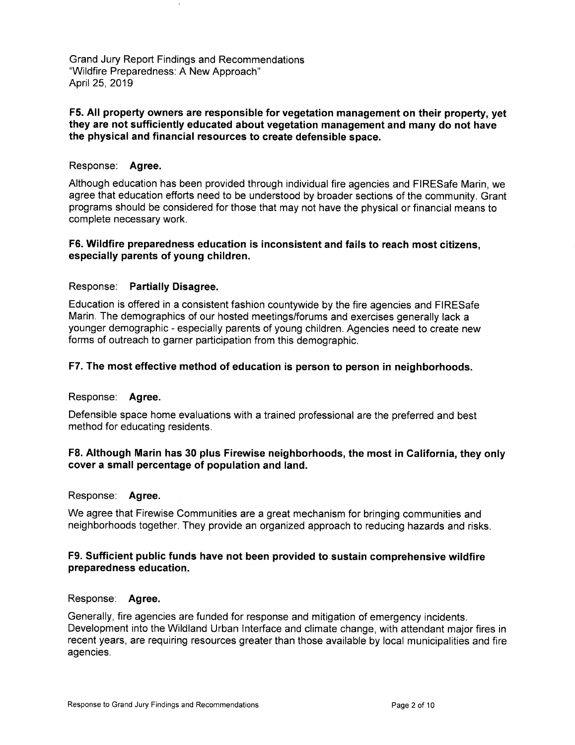Grand Jury Report Findings and Recommendations
"Wildfire Preparedness: A New Approach"
April 25, 2019

**F5. All property owners are responsible for vegetation management on their property, yet they are not sufficiently educated about vegetation management and many do not have the physical and financial resources to create defensible space.**

Response: **Agree.**

Although education has been provided through individual fire agencies and FIRESafe Marin, we agree that education efforts need to be understood by broader sections of the community. Grant programs should be considered for those that may not have the physical or financial means to complete necessary work.

**F6. Wildfire preparedness education is inconsistent and fails to reach most citizens, especially parents of young children.**

Response: **Partially Disagree.**

Education is offered in a consistent fashion countywide by the fire agencies and FIRESafe Marin. The demographics of our hosted meetings/forums and exercises generally lack a younger demographic - especially parents of young children. Agencies need to create new forms of outreach to garner participation from this demographic.

**F7. The most effective method of education is person to person in neighborhoods.**

Response: **Agree.**

Defensible space home evaluations with a trained professional are the preferred and best method for educating residents.

**F8. Although Marin has 30 plus Firewise neighborhoods, the most in California, they only cover a small percentage of population and land.**

Response: **Agree.**

We agree that Firewise Communities are a great mechanism for bringing communities and neighborhoods together. They provide an organized approach to reducing hazards and risks.

**F9. Sufficient public funds have not been provided to sustain comprehensive wildfire preparedness education.**

Response: **Agree.**

Generally, fire agencies are funded for response and mitigation of emergency incidents. Development into the Wildland Urban Interface and climate change, with attendant major fires in recent years, are requiring resources greater than those available by local municipalities and fire agencies.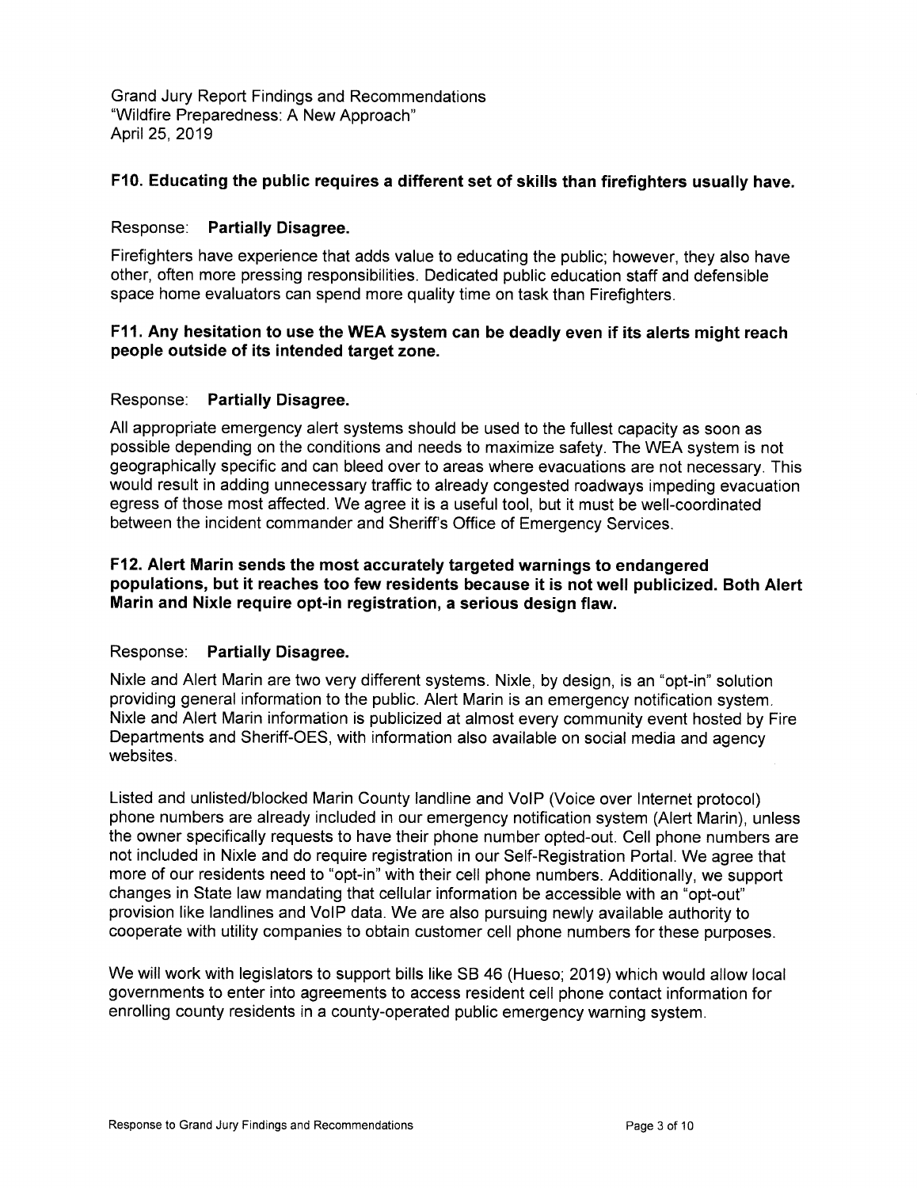Grand Jury Report Findings and Recommendations
"Wildfire Preparedness: A New Approach"
April 25, 2019

**F10. Educating the public requires a different set of skills than firefighters usually have.**

Response: **Partially Disagree.**

Firefighters have experience that adds value to educating the public; however, they also have other, often more pressing responsibilities. Dedicated public education staff and defensible space home evaluators can spend more quality time on task than Firefighters.

**F11. Any hesitation to use the WEA system can be deadly even if its alerts might reach people outside of its intended target zone.**

Response: **Partially Disagree.**

All appropriate emergency alert systems should be used to the fullest capacity as soon as possible depending on the conditions and needs to maximize safety. The WEA system is not geographically specific and can bleed over to areas where evacuations are not necessary. This would result in adding unnecessary traffic to already congested roadways impeding evacuation egress of those most affected. We agree it is a useful tool, but it must be well-coordinated between the incident commander and Sheriff's Office of Emergency Services.

**F12. Alert Marin sends the most accurately targeted warnings to endangered populations, but it reaches too few residents because it is not well publicized. Both Alert Marin and Nixle require opt-in registration, a serious design flaw.**

Response: **Partially Disagree.**

Nixle and Alert Marin are two very different systems. Nixle, by design, is an "opt-in" solution providing general information to the public. Alert Marin is an emergency notification system. Nixle and Alert Marin information is publicized at almost every community event hosted by Fire Departments and Sheriff-OES, with information also available on social media and agency websites.

Listed and unlisted/blocked Marin County landline and VoIP (Voice over Internet protocol) phone numbers are already included in our emergency notification system (Alert Marin), unless the owner specifically requests to have their phone number opted-out. Cell phone numbers are not included in Nixle and do require registration in our Self-Registration Portal. We agree that more of our residents need to "opt-in" with their cell phone numbers. Additionally, we support changes in State law mandating that cellular information be accessible with an "opt-out" provision like landlines and VoIP data. We are also pursuing newly available authority to cooperate with utility companies to obtain customer cell phone numbers for these purposes.

We will work with legislators to support bills like SB 46 (Hueso; 2019) which would allow local governments to enter into agreements to access resident cell phone contact information for enrolling county residents in a county-operated public emergency warning system.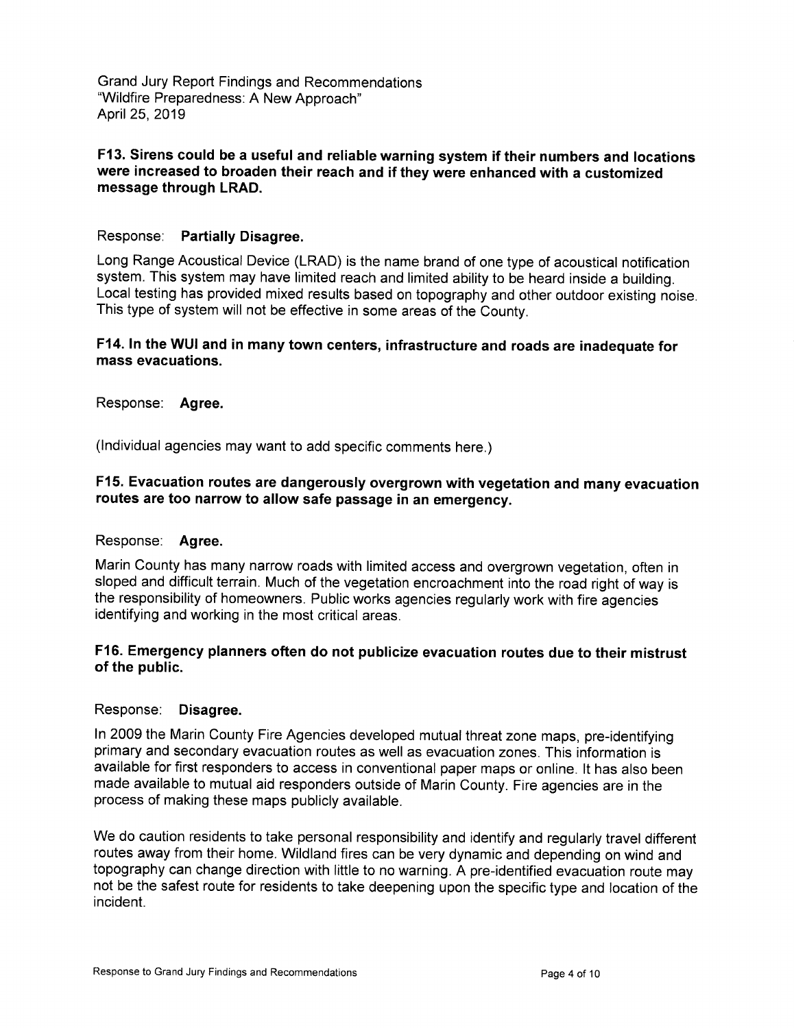Grand Jury Report Findings and Recommendations
"Wildfire Preparedness: A New Approach"
April 25, 2019

**F13. Sirens could be a useful and reliable warning system if their numbers and locations were increased to broaden their reach and if they were enhanced with a customized message through LRAD.**

Response: **Partially Disagree.**

Long Range Acoustical Device (LRAD) is the name brand of one type of acoustical notification system. This system may have limited reach and limited ability to be heard inside a building. Local testing has provided mixed results based on topography and other outdoor existing noise. This type of system will not be effective in some areas of the County.

**F14. In the WUI and in many town centers, infrastructure and roads are inadequate for mass evacuations.**

Response: **Agree.**

(Individual agencies may want to add specific comments here.)

**F15. Evacuation routes are dangerously overgrown with vegetation and many evacuation routes are too narrow to allow safe passage in an emergency.**

Response: **Agree.**

Marin County has many narrow roads with limited access and overgrown vegetation, often in sloped and difficult terrain. Much of the vegetation encroachment into the road right of way is the responsibility of homeowners. Public works agencies regularly work with fire agencies identifying and working in the most critical areas.

**F16. Emergency planners often do not publicize evacuation routes due to their mistrust of the public.**

Response: **Disagree.**

In 2009 the Marin County Fire Agencies developed mutual threat zone maps, pre-identifying primary and secondary evacuation routes as well as evacuation zones. This information is available for first responders to access in conventional paper maps or online. It has also been made available to mutual aid responders outside of Marin County. Fire agencies are in the process of making these maps publicly available.

We do caution residents to take personal responsibility and identify and regularly travel different routes away from their home. Wildland fires can be very dynamic and depending on wind and topography can change direction with little to no warning. A pre-identified evacuation route may not be the safest route for residents to take deepening upon the specific type and location of the incident.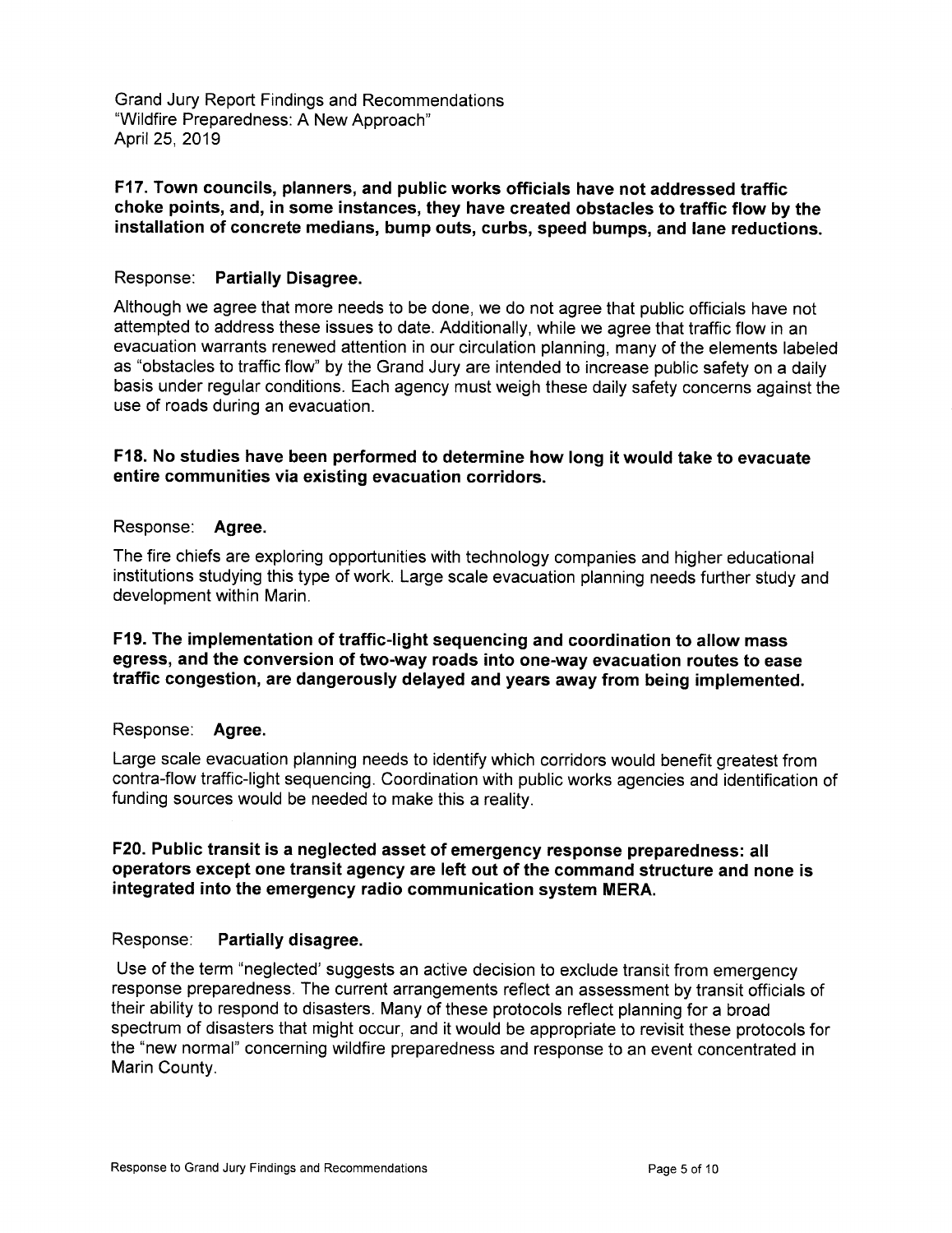**F17. Town councils, planners, and public works officials have not addressed traffic choke points, and, in some instances, they have created obstacles to traffic flow by the installation of concrete medians, bump outs, curbs, speed bumps, and lane reductions.**

Response: **Partially Disagree.**

Although we agree that more needs to be done, we do not agree that public officials have not attempted to address these issues to date. Additionally, while we agree that traffic flow in an evacuation warrants renewed attention in our circulation planning, many of the elements labeled as "obstacles to traffic flow" by the Grand Jury are intended to increase public safety on a daily basis under regular conditions. Each agency must weigh these daily safety concerns against the use of roads during an evacuation.

**F18. No studies have been performed to determine how long it would take to evacuate entire communities via existing evacuation corridors.**

Response: **Agree.**

The fire chiefs are exploring opportunities with technology companies and higher educational institutions studying this type of work. Large scale evacuation planning needs further study and development within Marin.

**F19. The implementation of traffic-light sequencing and coordination to allow mass egress, and the conversion of two-way roads into one-way evacuation routes to ease traffic congestion, are dangerously delayed and years away from being implemented.**

Response: **Agree.**

Large scale evacuation planning needs to identify which corridors would benefit greatest from contra-flow traffic-light sequencing. Coordination with public works agencies and identification of funding sources would be needed to make this a reality.

**F20. Public transit is a neglected asset of emergency response preparedness: all operators except one transit agency are left out of the command structure and none is integrated into the emergency radio communication system MERA.**

Response: **Partially disagree.**

Use of the term "neglected' suggests an active decision to exclude transit from emergency response preparedness. The current arrangements reflect an assessment by transit officials of their ability to respond to disasters. Many of these protocols reflect planning for a broad spectrum of disasters that might occur, and it would be appropriate to revisit these protocols for the "new normal" concerning wildfire preparedness and response to an event concentrated in Marin County.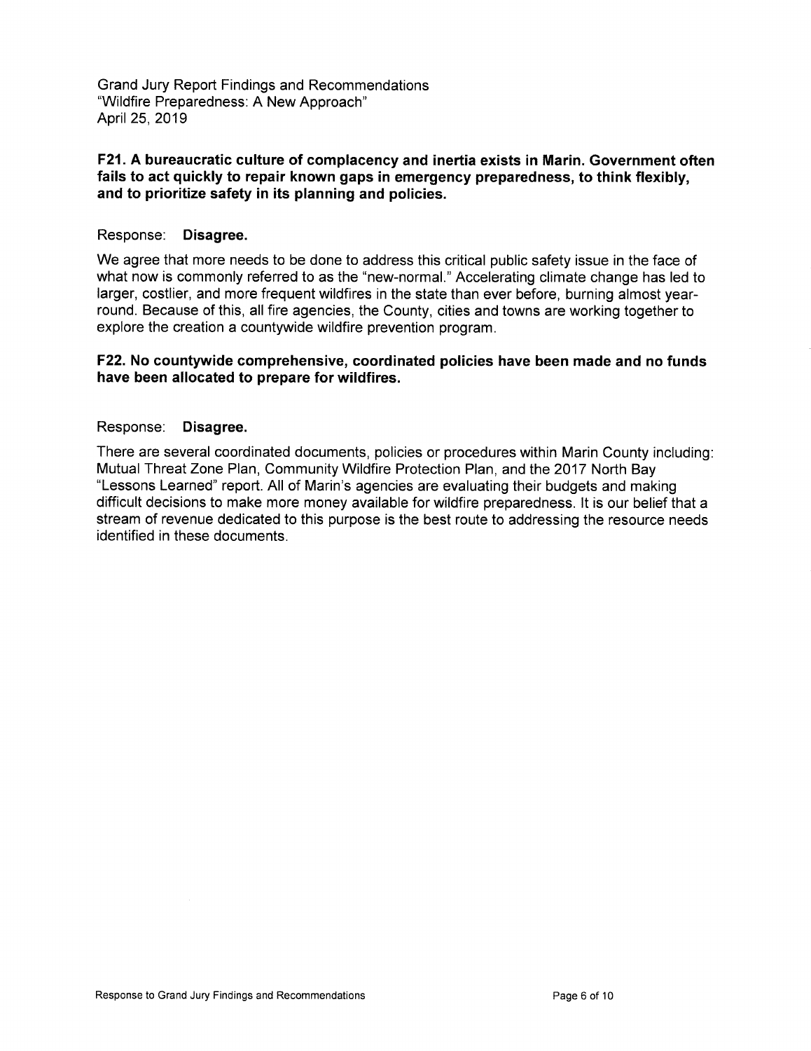Grand Jury Report Findings and Recommendations
"Wildfire Preparedness: A New Approach"
April 25, 2019

**F21. A bureaucratic culture of complacency and inertia exists in Marin. Government often fails to act quickly to repair known gaps in emergency preparedness, to think flexibly, and to prioritize safety in its planning and policies.**

Response: **Disagree.**

We agree that more needs to be done to address this critical public safety issue in the face of what now is commonly referred to as the "new-normal." Accelerating climate change has led to larger, costlier, and more frequent wildfires in the state than ever before, burning almost year-round. Because of this, all fire agencies, the County, cities and towns are working together to explore the creation a countywide wildfire prevention program.

**F22. No countywide comprehensive, coordinated policies have been made and no funds have been allocated to prepare for wildfires.**

Response: **Disagree.**

There are several coordinated documents, policies or procedures within Marin County including: Mutual Threat Zone Plan, Community Wildfire Protection Plan, and the 2017 North Bay "Lessons Learned" report. All of Marin's agencies are evaluating their budgets and making difficult decisions to make more money available for wildfire preparedness. It is our belief that a stream of revenue dedicated to this purpose is the best route to addressing the resource needs identified in these documents.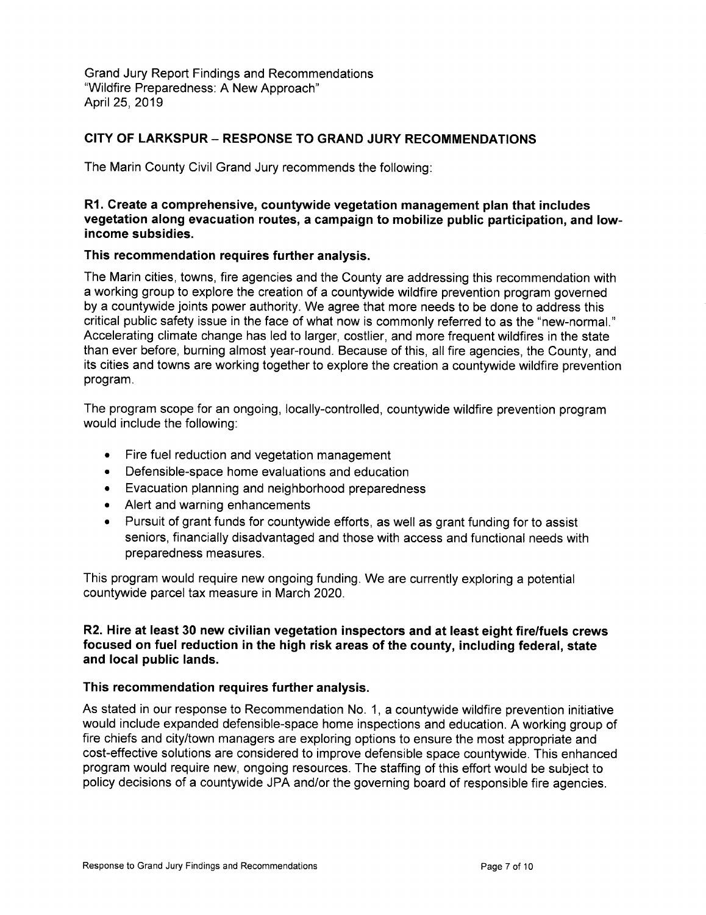Grand Jury Report Findings and Recommendations
"Wildfire Preparedness: A New Approach"
April 25, 2019

## CITY OF LARKSPUR – RESPONSE TO GRAND JURY RECOMMENDATIONS

The Marin County Civil Grand Jury recommends the following:

**R1. Create a comprehensive, countywide vegetation management plan that includes vegetation along evacuation routes, a campaign to mobilize public participation, and low-income subsidies.**

**This recommendation requires further analysis.**

The Marin cities, towns, fire agencies and the County are addressing this recommendation with a working group to explore the creation of a countywide wildfire prevention program governed by a countywide joints power authority. We agree that more needs to be done to address this critical public safety issue in the face of what now is commonly referred to as the "new-normal." Accelerating climate change has led to larger, costlier, and more frequent wildfires in the state than ever before, burning almost year-round. Because of this, all fire agencies, the County, and its cities and towns are working together to explore the creation a countywide wildfire prevention program.

The program scope for an ongoing, locally-controlled, countywide wildfire prevention program would include the following:

- Fire fuel reduction and vegetation management
- Defensible-space home evaluations and education
- Evacuation planning and neighborhood preparedness
- Alert and warning enhancements
- Pursuit of grant funds for countywide efforts, as well as grant funding for to assist seniors, financially disadvantaged and those with access and functional needs with preparedness measures.

This program would require new ongoing funding. We are currently exploring a potential countywide parcel tax measure in March 2020.

**R2. Hire at least 30 new civilian vegetation inspectors and at least eight fire/fuels crews focused on fuel reduction in the high risk areas of the county, including federal, state and local public lands.**

**This recommendation requires further analysis.**

As stated in our response to Recommendation No. 1, a countywide wildfire prevention initiative would include expanded defensible-space home inspections and education. A working group of fire chiefs and city/town managers are exploring options to ensure the most appropriate and cost-effective solutions are considered to improve defensible space countywide. This enhanced program would require new, ongoing resources. The staffing of this effort would be subject to policy decisions of a countywide JPA and/or the governing board of responsible fire agencies.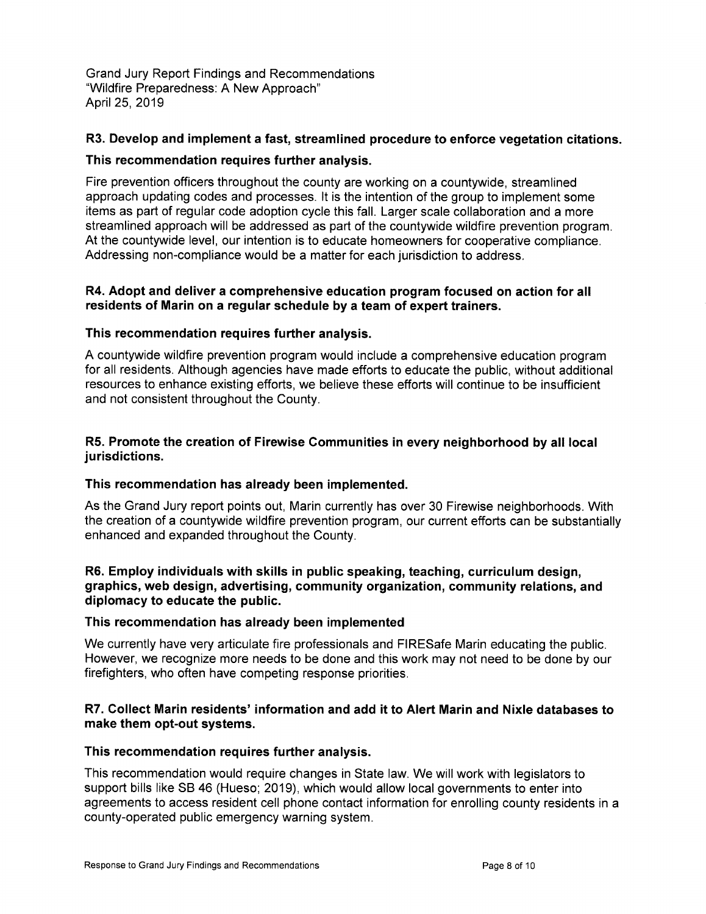Grand Jury Report Findings and Recommendations
"Wildfire Preparedness: A New Approach"
April 25, 2019

**R3. Develop and implement a fast, streamlined procedure to enforce vegetation citations.**

**This recommendation requires further analysis.**

Fire prevention officers throughout the county are working on a countywide, streamlined approach updating codes and processes. It is the intention of the group to implement some items as part of regular code adoption cycle this fall. Larger scale collaboration and a more streamlined approach will be addressed as part of the countywide wildfire prevention program. At the countywide level, our intention is to educate homeowners for cooperative compliance. Addressing non-compliance would be a matter for each jurisdiction to address.

**R4. Adopt and deliver a comprehensive education program focused on action for all residents of Marin on a regular schedule by a team of expert trainers.**

**This recommendation requires further analysis.**

A countywide wildfire prevention program would include a comprehensive education program for all residents. Although agencies have made efforts to educate the public, without additional resources to enhance existing efforts, we believe these efforts will continue to be insufficient and not consistent throughout the County.

**R5. Promote the creation of Firewise Communities in every neighborhood by all local jurisdictions.**

**This recommendation has already been implemented.**

As the Grand Jury report points out, Marin currently has over 30 Firewise neighborhoods. With the creation of a countywide wildfire prevention program, our current efforts can be substantially enhanced and expanded throughout the County.

**R6. Employ individuals with skills in public speaking, teaching, curriculum design, graphics, web design, advertising, community organization, community relations, and diplomacy to educate the public.**

**This recommendation has already been implemented**

We currently have very articulate fire professionals and FIRESafe Marin educating the public. However, we recognize more needs to be done and this work may not need to be done by our firefighters, who often have competing response priorities.

**R7. Collect Marin residents' information and add it to Alert Marin and Nixle databases to make them opt-out systems.**

**This recommendation requires further analysis.**

This recommendation would require changes in State law. We will work with legislators to support bills like SB 46 (Hueso; 2019), which would allow local governments to enter into agreements to access resident cell phone contact information for enrolling county residents in a county-operated public emergency warning system.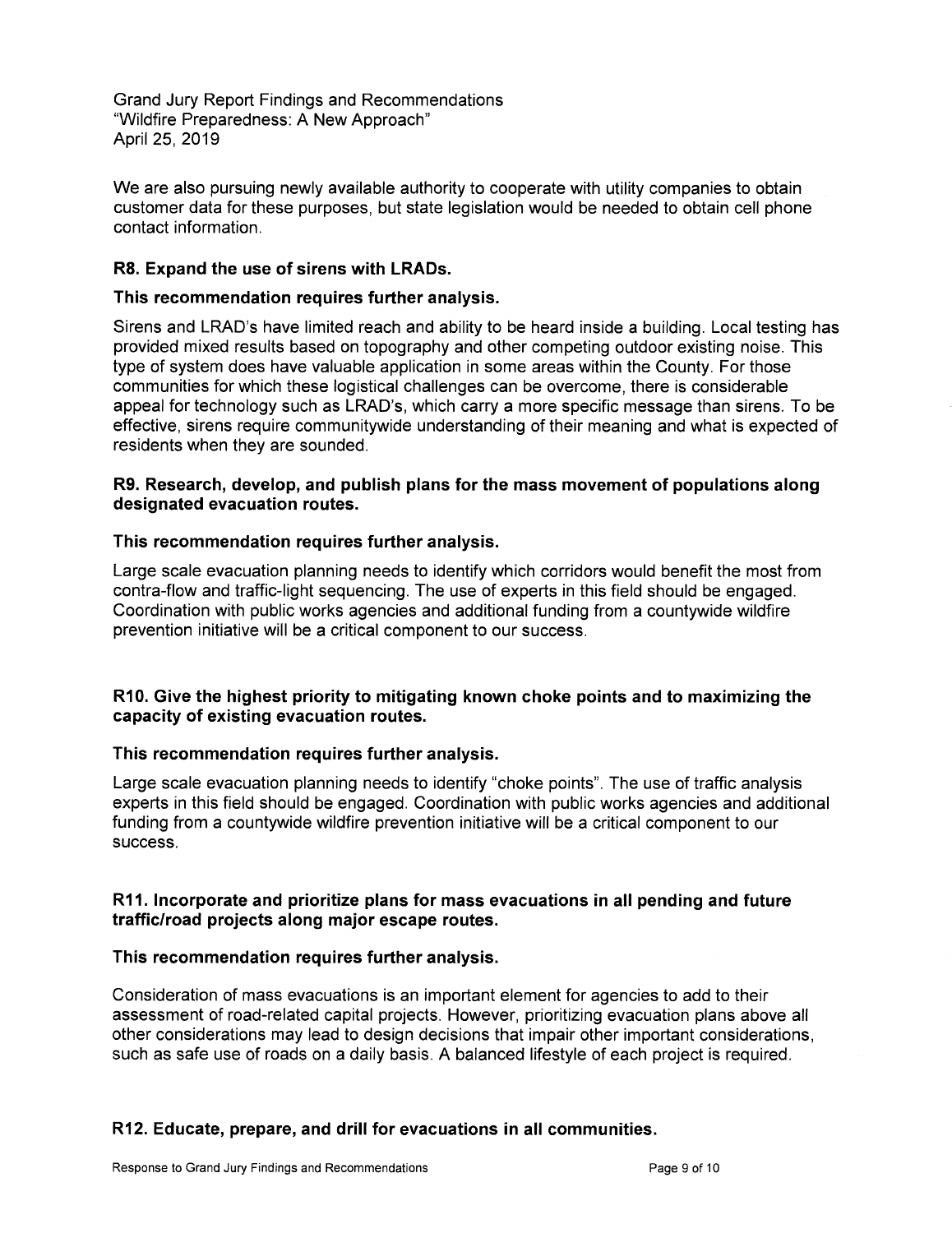We are also pursuing newly available authority to cooperate with utility companies to obtain customer data for these purposes, but state legislation would be needed to obtain cell phone contact information.

**R8. Expand the use of sirens with LRADs.**

**This recommendation requires further analysis.**

Sirens and LRAD's have limited reach and ability to be heard inside a building. Local testing has provided mixed results based on topography and other competing outdoor existing noise. This type of system does have valuable application in some areas within the County. For those communities for which these logistical challenges can be overcome, there is considerable appeal for technology such as LRAD's, which carry a more specific message than sirens. To be effective, sirens require communitywide understanding of their meaning and what is expected of residents when they are sounded.

**R9. Research, develop, and publish plans for the mass movement of populations along designated evacuation routes.**

**This recommendation requires further analysis.**

Large scale evacuation planning needs to identify which corridors would benefit the most from contra-flow and traffic-light sequencing. The use of experts in this field should be engaged. Coordination with public works agencies and additional funding from a countywide wildfire prevention initiative will be a critical component to our success.

**R10. Give the highest priority to mitigating known choke points and to maximizing the capacity of existing evacuation routes.**

**This recommendation requires further analysis.**

Large scale evacuation planning needs to identify "choke points". The use of traffic analysis experts in this field should be engaged. Coordination with public works agencies and additional funding from a countywide wildfire prevention initiative will be a critical component to our success.

**R11. Incorporate and prioritize plans for mass evacuations in all pending and future traffic/road projects along major escape routes.**

**This recommendation requires further analysis.**

Consideration of mass evacuations is an important element for agencies to add to their assessment of road-related capital projects. However, prioritizing evacuation plans above all other considerations may lead to design decisions that impair other important considerations, such as safe use of roads on a daily basis. A balanced lifestyle of each project is required.

**R12. Educate, prepare, and drill for evacuations in all communities.**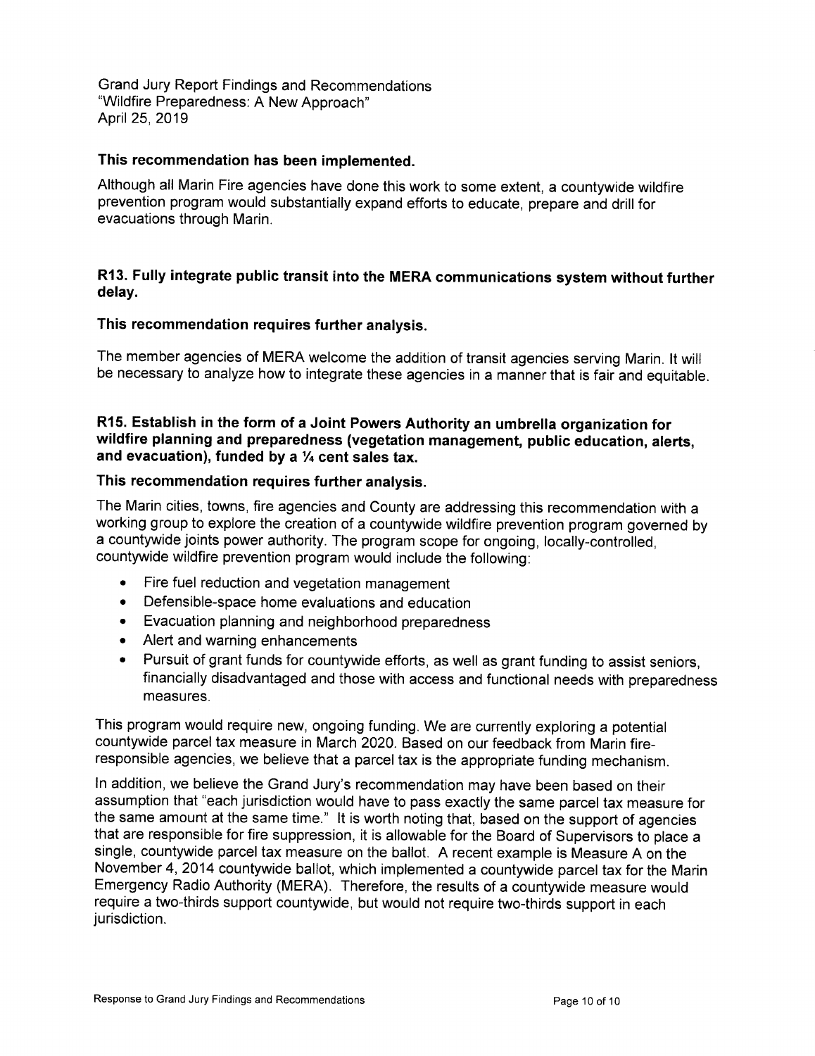**This recommendation has been implemented.**

Although all Marin Fire agencies have done this work to some extent, a countywide wildfire prevention program would substantially expand efforts to educate, prepare and drill for evacuations through Marin.

**R13. Fully integrate public transit into the MERA communications system without further delay.**

**This recommendation requires further analysis.**

The member agencies of MERA welcome the addition of transit agencies serving Marin. It will be necessary to analyze how to integrate these agencies in a manner that is fair and equitable.

**R15. Establish in the form of a Joint Powers Authority an umbrella organization for wildfire planning and preparedness (vegetation management, public education, alerts, and evacuation), funded by a ¼ cent sales tax.**

**This recommendation requires further analysis.**

The Marin cities, towns, fire agencies and County are addressing this recommendation with a working group to explore the creation of a countywide wildfire prevention program governed by a countywide joints power authority. The program scope for ongoing, locally-controlled, countywide wildfire prevention program would include the following:

- Fire fuel reduction and vegetation management
- Defensible-space home evaluations and education
- Evacuation planning and neighborhood preparedness
- Alert and warning enhancements
- Pursuit of grant funds for countywide efforts, as well as grant funding to assist seniors, financially disadvantaged and those with access and functional needs with preparedness measures.

This program would require new, ongoing funding. We are currently exploring a potential countywide parcel tax measure in March 2020. Based on our feedback from Marin fire-responsible agencies, we believe that a parcel tax is the appropriate funding mechanism.

In addition, we believe the Grand Jury's recommendation may have been based on their assumption that "each jurisdiction would have to pass exactly the same parcel tax measure for the same amount at the same time." It is worth noting that, based on the support of agencies that are responsible for fire suppression, it is allowable for the Board of Supervisors to place a single, countywide parcel tax measure on the ballot. A recent example is Measure A on the November 4, 2014 countywide ballot, which implemented a countywide parcel tax for the Marin Emergency Radio Authority (MERA). Therefore, the results of a countywide measure would require a two-thirds support countywide, but would not require two-thirds support in each jurisdiction.